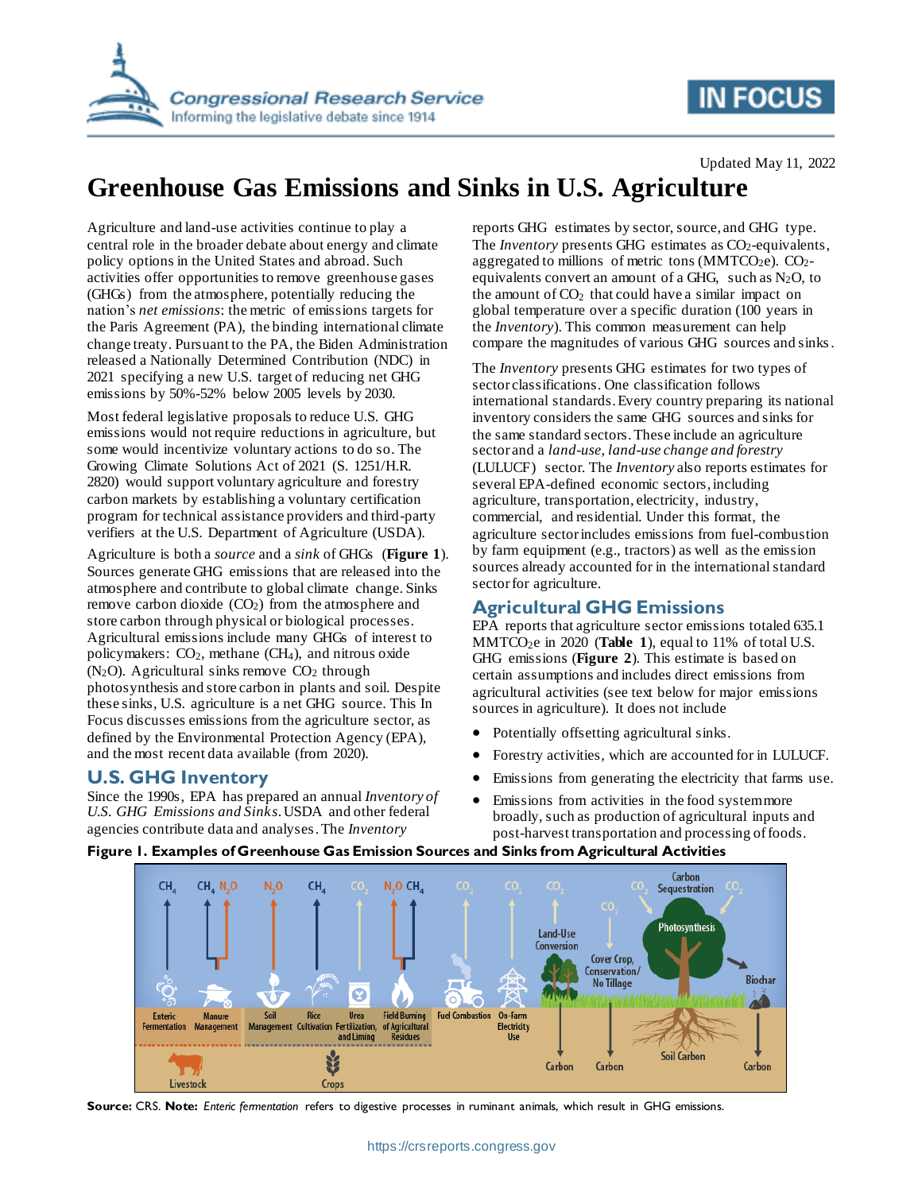Updated May 11, 2022

# Greenhouse Gas Emissions and Sinks in U.S. Agriculture

Agriculture and land-use activities continue to play a central role in the broader debate about energy and climate policy options in the United States and abroad. Such activities offer opportunities to remove greenhouse gases (GHGs) from the atmosphere, potentially reducing the nation's *net emissions*: the metric of emissions targets for the Paris Agreement (PA), the binding international climate change treaty. Pursuant to the PA, the Biden Administration released a Nationally Determined Contribution (NDC) in 2021 specifying a new U.S. target of reducing net GHG emissions by 50%-52% below 2005 levels by 2030.

Most federal legislative proposals to reduce U.S. GHG emissions would not require reductions in agriculture, but some would incentivize voluntary actions to do so. The Growing Climate Solutions Act of 2021 (S. 1251/H.R. 2820) would support voluntary agriculture and forestry carbon markets by establishing a voluntary certification program for technical assistance providers and third-party verifiers at the U.S. Department of Agriculture (USDA).

Agriculture is both a *source* and a *sink* of GHGs (**Figure 1**). Sources generate GHG emissions that are released into the atmosphere and contribute to global climate change. Sinks remove carbon dioxide ($CO_2$) from the atmosphere and store carbon through physical or biological processes. Agricultural emissions include many GHGs of interest to policymakers: $CO_2$, methane ($CH_4$), and nitrous oxide ($N_2O$). Agricultural sinks remove $CO_2$ through photosynthesis and store carbon in plants and soil. Despite these sinks, U.S. agriculture is a net GHG source. This In Focus discusses emissions from the agriculture sector, as defined by the Environmental Protection Agency (EPA), and the most recent data available (from 2020).

## U.S. GHG Inventory

Since the 1990s, EPA has prepared an annual *Inventory of U.S. GHG Emissions and Sinks*. USDA and other federal agencies contribute data and analyses. The *Inventory* reports GHG estimates by sector, source, and GHG type. The *Inventory* presents GHG estimates as $CO_2$-equivalents, aggregated to millions of metric tons (MMT$CO_2$e). $CO_2$-equivalents convert an amount of a GHG, such as $N_2O$, to the amount of $CO_2$ that could have a similar impact on global temperature over a specific duration (100 years in the *Inventory*). This common measurement can help compare the magnitudes of various GHG sources and sinks.

The *Inventory* presents GHG estimates for two types of sector classifications. One classification follows international standards. Every country preparing its national inventory considers the same GHG sources and sinks for the same standard sectors. These include an agriculture sector and a *land-use, land-use change and forestry* (LULUCF) sector. The *Inventory* also reports estimates for several EPA-defined economic sectors, including agriculture, transportation, electricity, industry, commercial, and residential. Under this format, the agriculture sector includes emissions from fuel-combustion by farm equipment (e.g., tractors) as well as the emission sources already accounted for in the international standard sector for agriculture.

## Agricultural GHG Emissions

EPA reports that agriculture sector emissions totaled 635.1 MMT$CO_2$e in 2020 (**Table 1**), equal to 11% of total U.S. GHG emissions (**Figure 2**). This estimate is based on certain assumptions and includes direct emissions from agricultural activities (see text below for major emissions sources in agriculture). It does not include

- Potentially offsetting agricultural sinks.
- Forestry activities, which are accounted for in LULUCF.
- Emissions from generating the electricity that farms use.
- Emissions from activities in the food system more broadly, such as production of agricultural inputs and post-harvest transportation and processing of foods.

**Figure 1. Examples of Greenhouse Gas Emission Sources and Sinks from Agricultural Activities**

$CH_4$ · $CH_4$ $N_2O$ · $N_2O$ · $CH_4$ · $CO_2$ · $N_2O$ $CH_4$ · $CO_2$ · $CO_2$ · $CO_2$ · $CO_2$ · Carbon Sequestration · $CO_2$

Enteric Fermentation · Manure Management · Soil Management · Rice Cultivation · Urea Fertilization, and Liming · Field Burning of Agricultural Residues · Fuel Combustion · On-Farm Electricity Use

Land-Use Conversion · Cover Crop, Conservation/No Tillage · Photosynthesis · Biochar · Soil Carbon · Carbon · Carbon · Carbon

Livestock · Crops

**Source:** CRS. **Note:** *Enteric fermentation* refers to digestive processes in ruminant animals, which result in GHG emissions.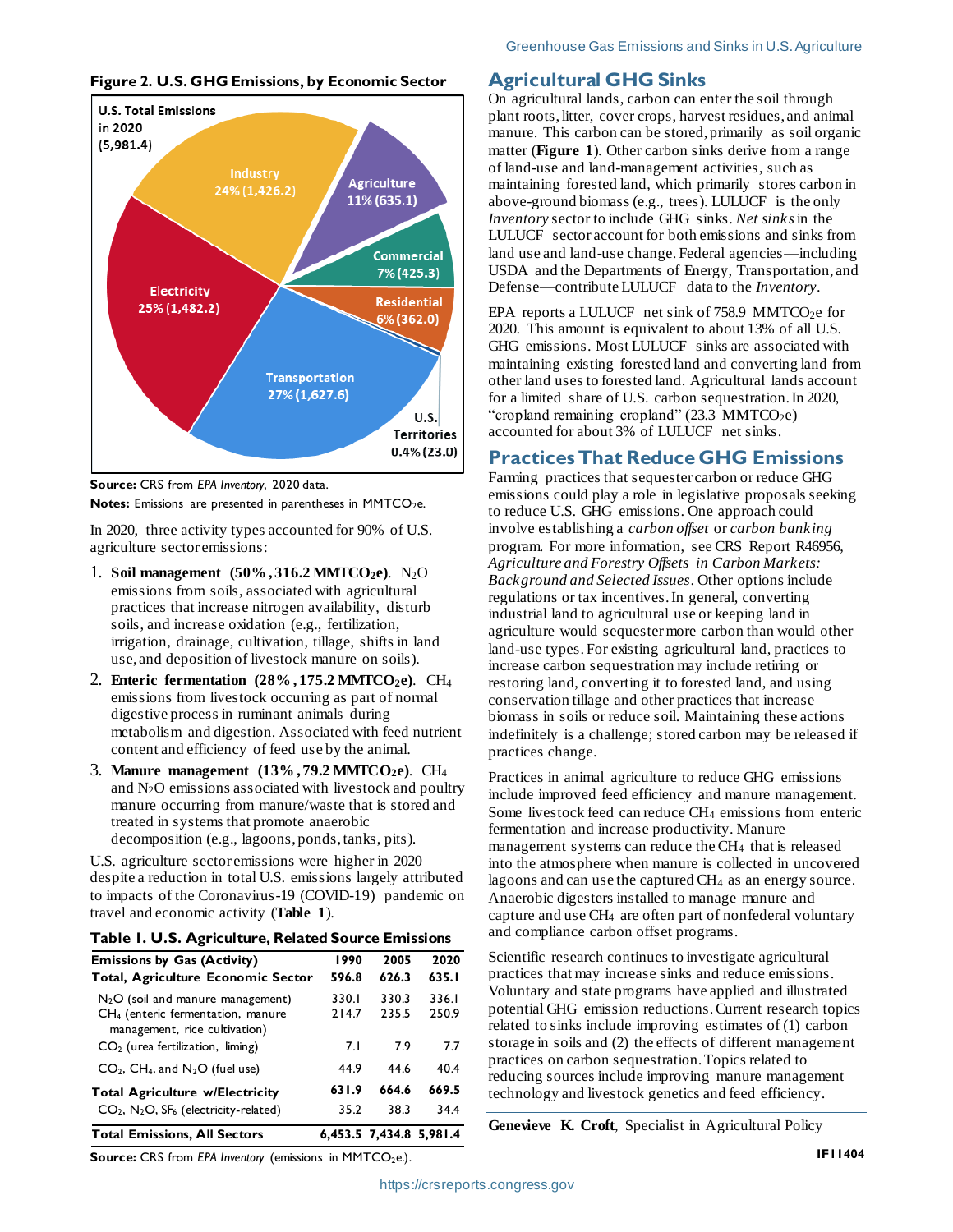**Figure 2. U.S. GHG Emissions, by Economic Sector**

U.S. Total Emissions in 2020 (5,981.4)

Industry 24% (1,426.2)

Agriculture 11% (635.1)

Commercial 7% (425.3)

Residential 6% (362.0)

Electricity 25% (1,482.2)

Transportation 27% (1,627.6)

U.S. Territories 0.4% (23.0)

**Source:** CRS from *EPA Inventory*, 2020 data.

**Notes:** Emissions are presented in parentheses in $MMTCO_2e$.

In 2020, three activity types accounted for 90% of U.S. agriculture sector emissions:

1. **Soil management (50%, 316.2 $MMTCO_2e$).** $N_2O$ emissions from soils, associated with agricultural practices that increase nitrogen availability, disturb soils, and increase oxidation (e.g., fertilization, irrigation, drainage, cultivation, tillage, shifts in land use, and deposition of livestock manure on soils).
2. **Enteric fermentation (28%, 175.2 $MMTCO_2e$).** $CH_4$ emissions from livestock occurring as part of normal digestive process in ruminant animals during metabolism and digestion. Associated with feed nutrient content and efficiency of feed use by the animal.
3. **Manure management (13%, 79.2 $MMTCO_2e$).** $CH_4$ and $N_2O$ emissions associated with livestock and poultry manure occurring from manure/waste that is stored and treated in systems that promote anaerobic decomposition (e.g., lagoons, ponds, tanks, pits).

U.S. agriculture sector emissions were higher in 2020 despite a reduction in total U.S. emissions largely attributed to impacts of the Coronavirus-19 (COVID-19) pandemic on travel and economic activity (**Table 1**).

**Table 1. U.S. Agriculture, Related Source Emissions**

| Emissions by Gas (Activity) | 1990 | 2005 | 2020 |
|---|---|---|---|
| **Total, Agriculture Economic Sector** | **596.8** | **626.3** | **635.1** |
| $N_2O$ (soil and manure management) | 330.1 | 330.3 | 336.1 |
| $CH_4$ (enteric fermentation, manure management, rice cultivation) | 214.7 | 235.5 | 250.9 |
| $CO_2$ (urea fertilization, liming) | 7.1 | 7.9 | 7.7 |
| $CO_2$, $CH_4$, and $N_2O$ (fuel use) | 44.9 | 44.6 | 40.4 |
| **Total Agriculture w/Electricity** | **631.9** | **664.6** | **669.5** |
| $CO_2$, $N_2O$, $SF_6$ (electricity-related) | 35.2 | 38.3 | 34.4 |
| **Total Emissions, All Sectors** | **6,453.5** | **7,434.8** | **5,981.4** |

**Source:** CRS from *EPA Inventory* (emissions in $MMTCO_2e$).

## Agricultural GHG Sinks

On agricultural lands, carbon can enter the soil through plant roots, litter, cover crops, harvest residues, and animal manure. This carbon can be stored, primarily as soil organic matter (**Figure 1**). Other carbon sinks derive from a range of land-use and land-management activities, such as maintaining forested land, which primarily stores carbon in above-ground biomass (e.g., trees). LULUCF is the only *Inventory* sector to include GHG sinks. *Net sinks* in the LULUCF sector account for both emissions and sinks from land use and land-use change. Federal agencies—including USDA and the Departments of Energy, Transportation, and Defense—contribute LULUCF data to the *Inventory*.

EPA reports a LULUCF net sink of 758.9 $MMTCO_2e$ for 2020. This amount is equivalent to about 13% of all U.S. GHG emissions. Most LULUCF sinks are associated with maintaining existing forested land and converting land from other land uses to forested land. Agricultural lands account for a limited share of U.S. carbon sequestration. In 2020, "cropland remaining cropland" (23.3 $MMTCO_2e$) accounted for about 3% of LULUCF net sinks.

## Practices That Reduce GHG Emissions

Farming practices that sequester carbon or reduce GHG emissions could play a role in legislative proposals seeking to reduce U.S. GHG emissions. One approach could involve establishing a *carbon offset* or *carbon banking* program. For more information, see CRS Report R46956, *Agriculture and Forestry Offsets in Carbon Markets: Background and Selected Issues*. Other options include regulations or tax incentives. In general, converting industrial land to agricultural use or keeping land in agriculture would sequester more carbon than would other land-use types. For existing agricultural land, practices to increase carbon sequestration may include retiring or restoring land, converting it to forested land, and using conservation tillage and other practices that increase biomass in soils or reduce soil. Maintaining these actions indefinitely is a challenge; stored carbon may be released if practices change.

Practices in animal agriculture to reduce GHG emissions include improved feed efficiency and manure management. Some livestock feed can reduce $CH_4$ emissions from enteric fermentation and increase productivity. Manure management systems can reduce the $CH_4$ that is released into the atmosphere when manure is collected in uncovered lagoons and can use the captured $CH_4$ as an energy source. Anaerobic digesters installed to manage manure and capture and use $CH_4$ are often part of nonfederal voluntary and compliance carbon offset programs.

Scientific research continues to investigate agricultural practices that may increase sinks and reduce emissions. Voluntary and state programs have applied and illustrated potential GHG emission reductions. Current research topics related to sinks include improving estimates of (1) carbon storage in soils and (2) the effects of different management practices on carbon sequestration. Topics related to reducing sources include improving manure management technology and livestock genetics and feed efficiency.

**Genevieve K. Croft**, Specialist in Agricultural Policy

**IF11404**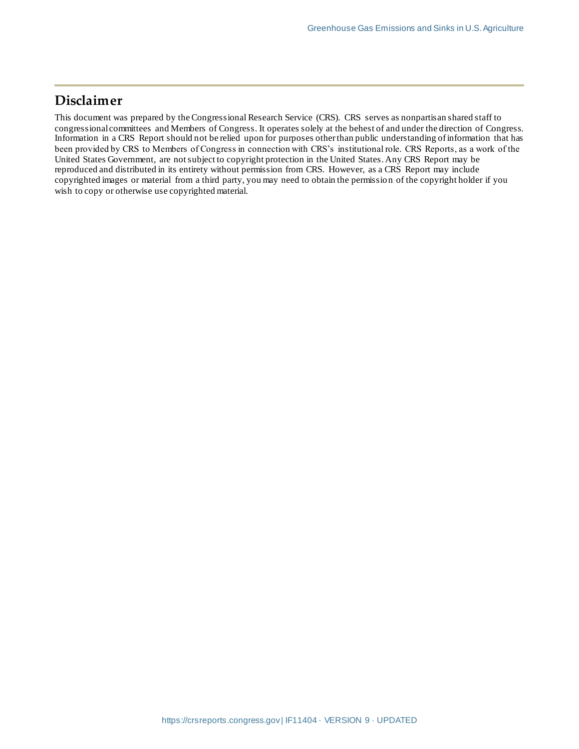## Disclaimer

This document was prepared by the Congressional Research Service (CRS). CRS serves as nonpartisan shared staff to congressional committees and Members of Congress. It operates solely at the behest of and under the direction of Congress. Information in a CRS Report should not be relied upon for purposes other than public understanding of information that has been provided by CRS to Members of Congress in connection with CRS's institutional role. CRS Reports, as a work of the United States Government, are not subject to copyright protection in the United States. Any CRS Report may be reproduced and distributed in its entirety without permission from CRS. However, as a CRS Report may include copyrighted images or material from a third party, you may need to obtain the permission of the copyright holder if you wish to copy or otherwise use copyrighted material.